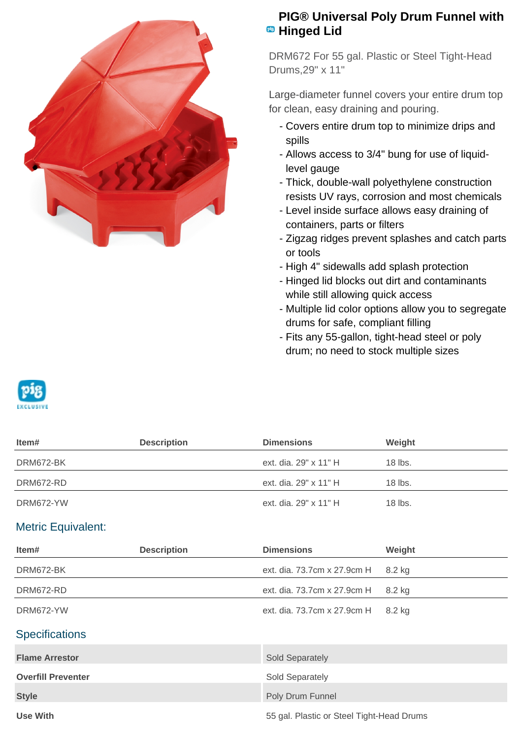# PIG® Universal Poly Drum Funnel with Hinged Lid

DRM672 For 55 gal. Plastic or Steel Tight-Head Drums,29" x 11"

Large-diameter funnel covers your entire drum top for clean, easy draining and pouring.

- Covers entire drum top to minimize drips and spills
- Allows access to 3/4" bung for use of liquid-level gauge
- Thick, double-wall polyethylene construction resists UV rays, corrosion and most chemicals
- Level inside surface allows easy draining of containers, parts or filters
- Zigzag ridges prevent splashes and catch parts or tools
- High 4" sidewalls add splash protection
- Hinged lid blocks out dirt and contaminants while still allowing quick access
- Multiple lid color options allow you to segregate drums for safe, compliant filling
- Fits any 55-gallon, tight-head steel or poly drum; no need to stock multiple sizes

| Item# | Description | Dimensions | Weight |
|---|---|---|---|
| DRM672-BK | | ext. dia. 29" x 11" H | 18 lbs. |
| DRM672-RD | | ext. dia. 29" x 11" H | 18 lbs. |
| DRM672-YW | | ext. dia. 29" x 11" H | 18 lbs. |

## Metric Equivalent:

| Item# | Description | Dimensions | Weight |
|---|---|---|---|
| DRM672-BK | | ext. dia. 73.7cm x 27.9cm H | 8.2 kg |
| DRM672-RD | | ext. dia. 73.7cm x 27.9cm H | 8.2 kg |
| DRM672-YW | | ext. dia. 73.7cm x 27.9cm H | 8.2 kg |

## Specifications

| | |
|---|---|
| **Flame Arrestor** | Sold Separately |
| **Overfill Preventer** | Sold Separately |
| **Style** | Poly Drum Funnel |
| **Use With** | 55 gal. Plastic or Steel Tight-Head Drums |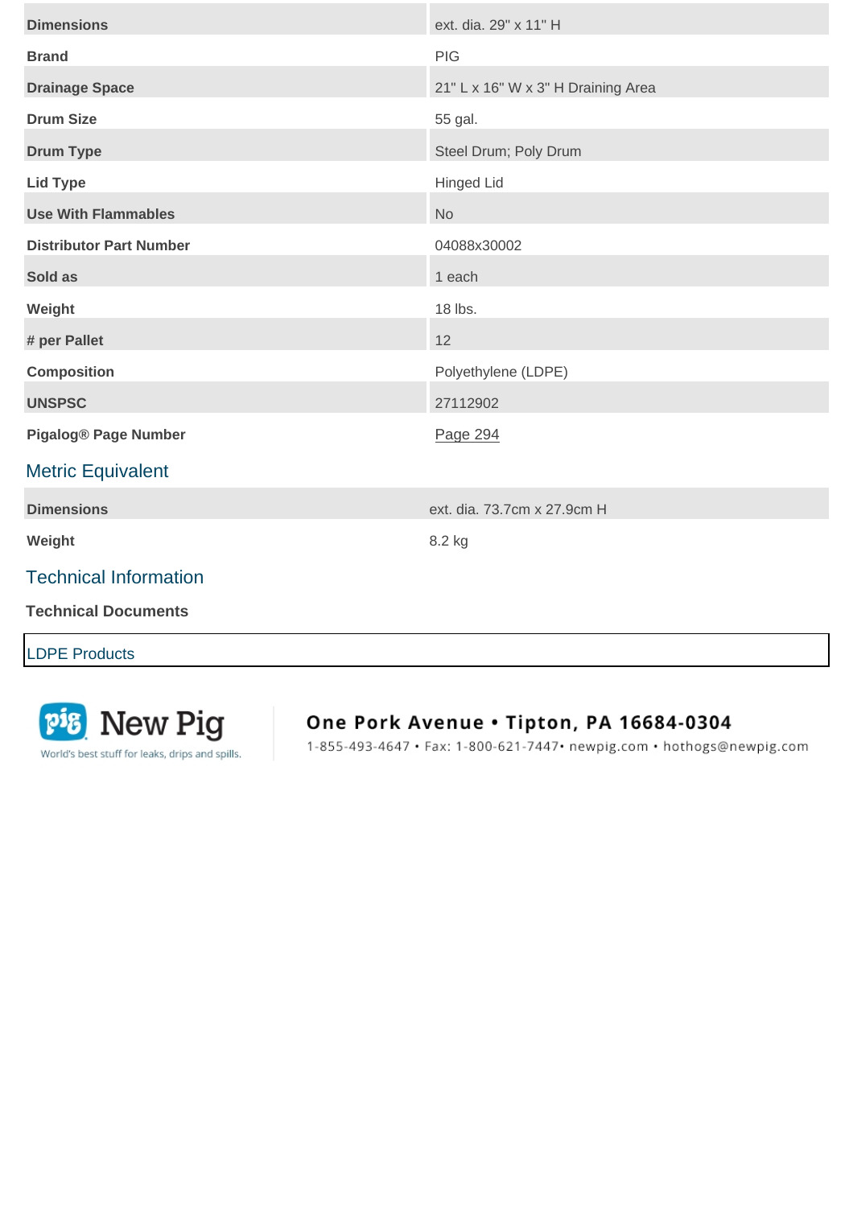| | |
|---|---|
| **Dimensions** | ext. dia. 29" x 11" H |
| **Brand** | PIG |
| **Drainage Space** | 21" L x 16" W x 3" H Draining Area |
| **Drum Size** | 55 gal. |
| **Drum Type** | Steel Drum; Poly Drum |
| **Lid Type** | Hinged Lid |
| **Use With Flammables** | No |
| **Distributor Part Number** | 04088x30002 |
| **Sold as** | 1 each |
| **Weight** | 18 lbs. |
| **# per Pallet** | 12 |
| **Composition** | Polyethylene (LDPE) |
| **UNSPSC** | 27112902 |
| **Pigalog® Page Number** | Page 294 |

## Metric Equivalent

| | |
|---|---|
| **Dimensions** | ext. dia. 73.7cm x 27.9cm H |
| **Weight** | 8.2 kg |

## Technical Information

**Technical Documents**

LDPE Products

New Pig
World's best stuff for leaks, drips and spills.

**One Pork Avenue • Tipton, PA 16684-0304**
1-855-493-4647 • Fax: 1-800-621-7447• newpig.com • hothogs@newpig.com